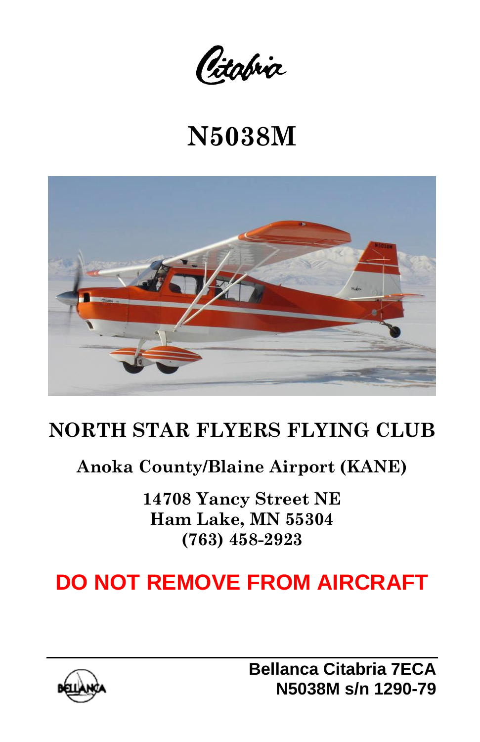*Citabria*

# N5038M

## NORTH STAR FLYERS FLYING CLUB

**Anoka County/Blaine Airport (KANE)**

**14708 Yancy Street NE**
**Ham Lake, MN 55304**
**(763) 458-2923**

**DO NOT REMOVE FROM AIRCRAFT**

---

**Bellanca Citabria 7ECA**
**N5038M s/n 1290-79**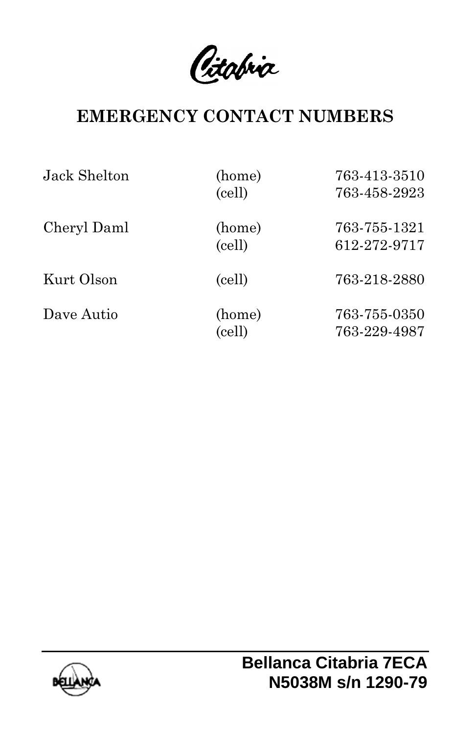Citabria

## EMERGENCY CONTACT NUMBERS

| | | |
|---|---|---|
| Jack Shelton | (home) | 763-413-3510 |
| | (cell) | 763-458-2923 |
| Cheryl Daml | (home) | 763-755-1321 |
| | (cell) | 612-272-9717 |
| Kurt Olson | (cell) | 763-218-2880 |
| Dave Autio | (home) | 763-755-0350 |
| | (cell) | 763-229-4987 |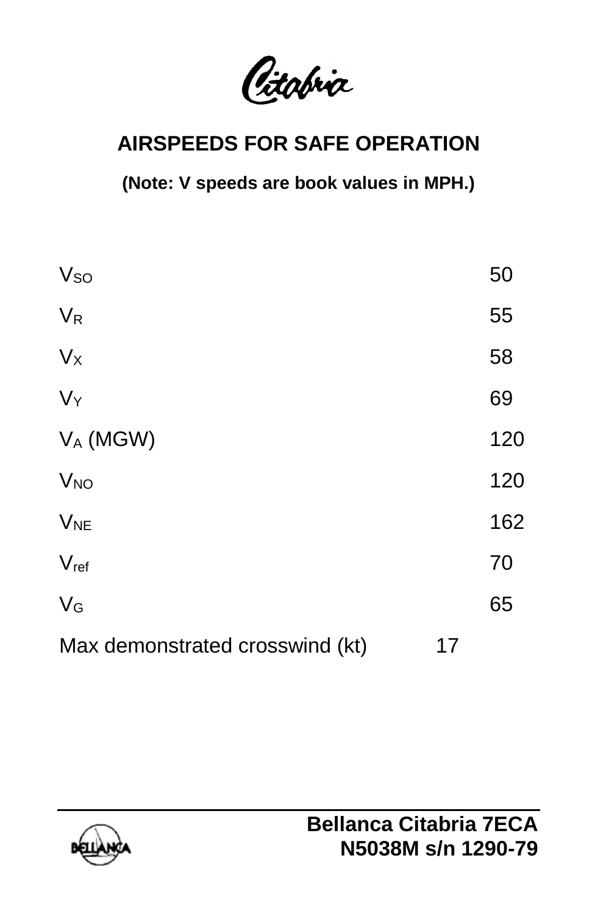Citabria

## AIRSPEEDS FOR SAFE OPERATION

**(Note: V speeds are book values in MPH.)**

| | |
|---|---|
| $V_{SO}$ | 50 |
| $V_R$ | 55 |
| $V_X$ | 58 |
| $V_Y$ | 69 |
| $V_A$ (MGW) | 120 |
| $V_{NO}$ | 120 |
| $V_{NE}$ | 162 |
| $V_{ref}$ | 70 |
| $V_G$ | 65 |
| Max demonstrated crosswind (kt) | 17 |

**Bellanca Citabria 7ECA**
**N5038M s/n 1290-79**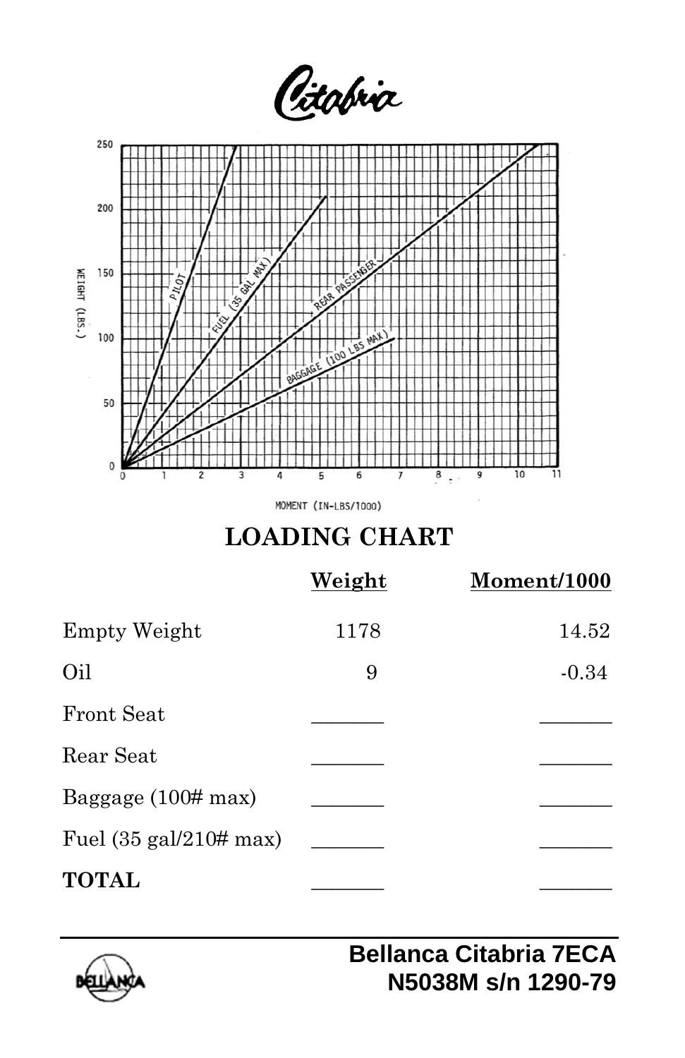Citabria

WEIGHT (LBS.)

250

200

150

100

50

0

0 1 2 3 4 5 6 7 8 9 10 11

MOMENT (IN-LBS/1000)

PILOT

FUEL (35 GAL MAX)

REAR PASSENGER

BAGGAGE (100 LBS MAX)

## LOADING CHART

| | Weight | Moment/1000 |
|---|---|---|
| Empty Weight | 1178 | 14.52 |
| Oil | 9 | -0.34 |
| Front Seat | _______ | _______ |
| Rear Seat | _______ | _______ |
| Baggage (100# max) | _______ | _______ |
| Fuel (35 gal/210# max) | _______ | _______ |
| **TOTAL** | _______ | _______ |

**Bellanca Citabria 7ECA**
**N5038M s/n 1290-79**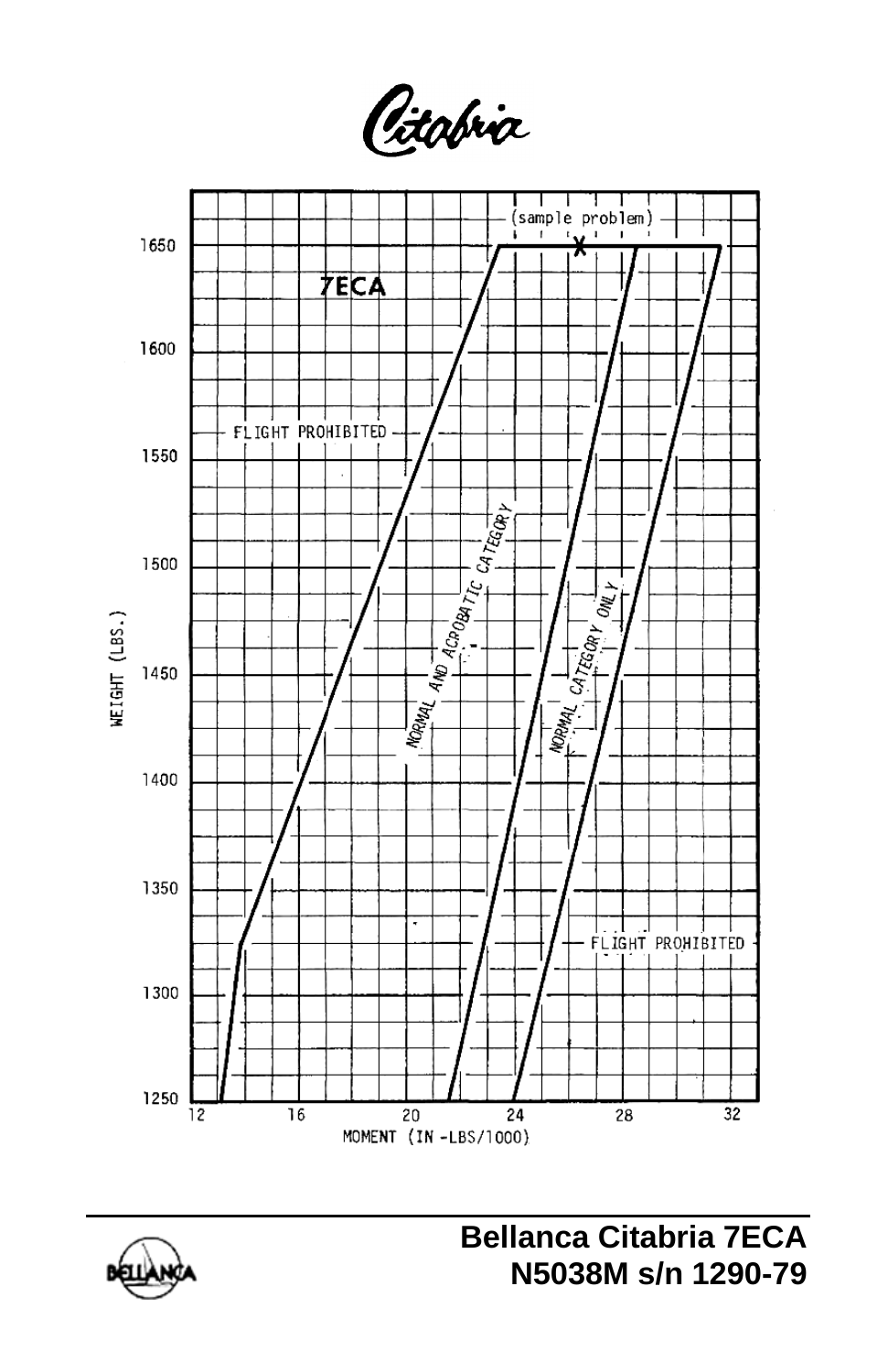Citabria

7ECA

(sample problem)

FLIGHT PROHIBITED

NORMAL AND ACROBATIC CATEGORY

NORMAL CATEGORY ONLY

FLIGHT PROHIBITED

WEIGHT (LBS.)

1650
1600
1550
1500
1450
1400
1350
1300
1250

12 16 20 24 28 32

MOMENT (IN -LBS/1000)

**Bellanca Citabria 7ECA**
**N5038M s/n 1290-79**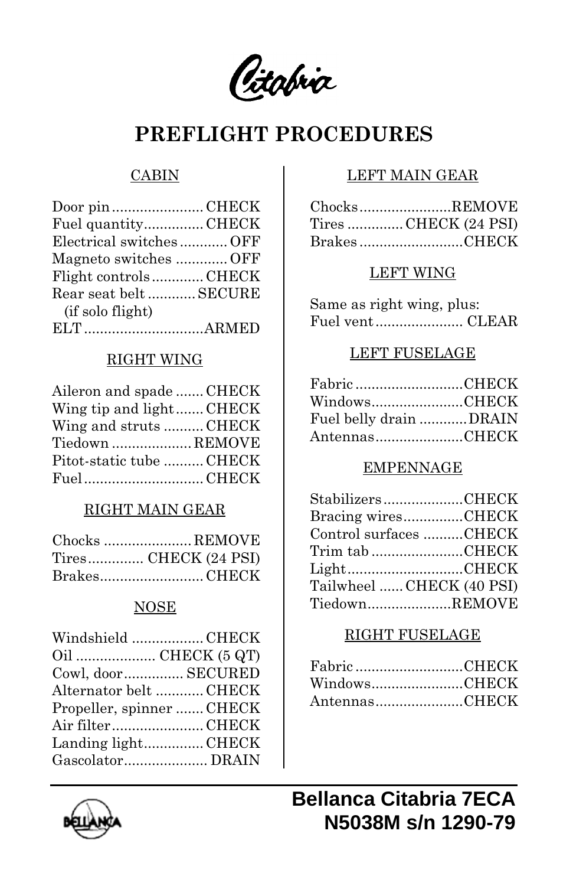Citabria

# PREFLIGHT PROCEDURES

## CABIN

Door pin....................... CHECK
Fuel quantity............... CHECK
Electrical switches ............ OFF
Magneto switches ............. OFF
Flight controls............. CHECK
Rear seat belt ............ SECURE
(if solo flight)
ELT..............................ARMED

## RIGHT WING

Aileron and spade ....... CHECK
Wing tip and light....... CHECK
Wing and struts .......... CHECK
Tiedown .................... REMOVE
Pitot-static tube .......... CHECK
Fuel.............................. CHECK

## RIGHT MAIN GEAR

Chocks ...................... REMOVE
Tires.............. CHECK (24 PSI)
Brakes.......................... CHECK

## NOSE

Windshield .................. CHECK
Oil .................... CHECK (5 QT)
Cowl, door............... SECURED
Alternator belt ............ CHECK
Propeller, spinner ....... CHECK
Air filter....................... CHECK
Landing light............... CHECK
Gascolator..................... DRAIN

## LEFT MAIN GEAR

Chocks.......................REMOVE
Tires ............. CHECK (24 PSI)
Brakes..........................CHECK

## LEFT WING

Same as right wing, plus:
Fuel vent...................... CLEAR

## LEFT FUSELAGE

Fabric...........................CHECK
Windows.......................CHECK
Fuel belly drain ............DRAIN
Antennas......................CHECK

## EMPENNAGE

Stabilizers....................CHECK
Bracing wires...............CHECK
Control surfaces ..........CHECK
Trim tab .......................CHECK
Light.............................CHECK
Tailwheel ...... CHECK (40 PSI)
Tiedown.....................REMOVE

## RIGHT FUSELAGE

Fabric...........................CHECK
Windows.......................CHECK
Antennas......................CHECK

BELLANCA

**Bellanca Citabria 7ECA**
**N5038M s/n 1290-79**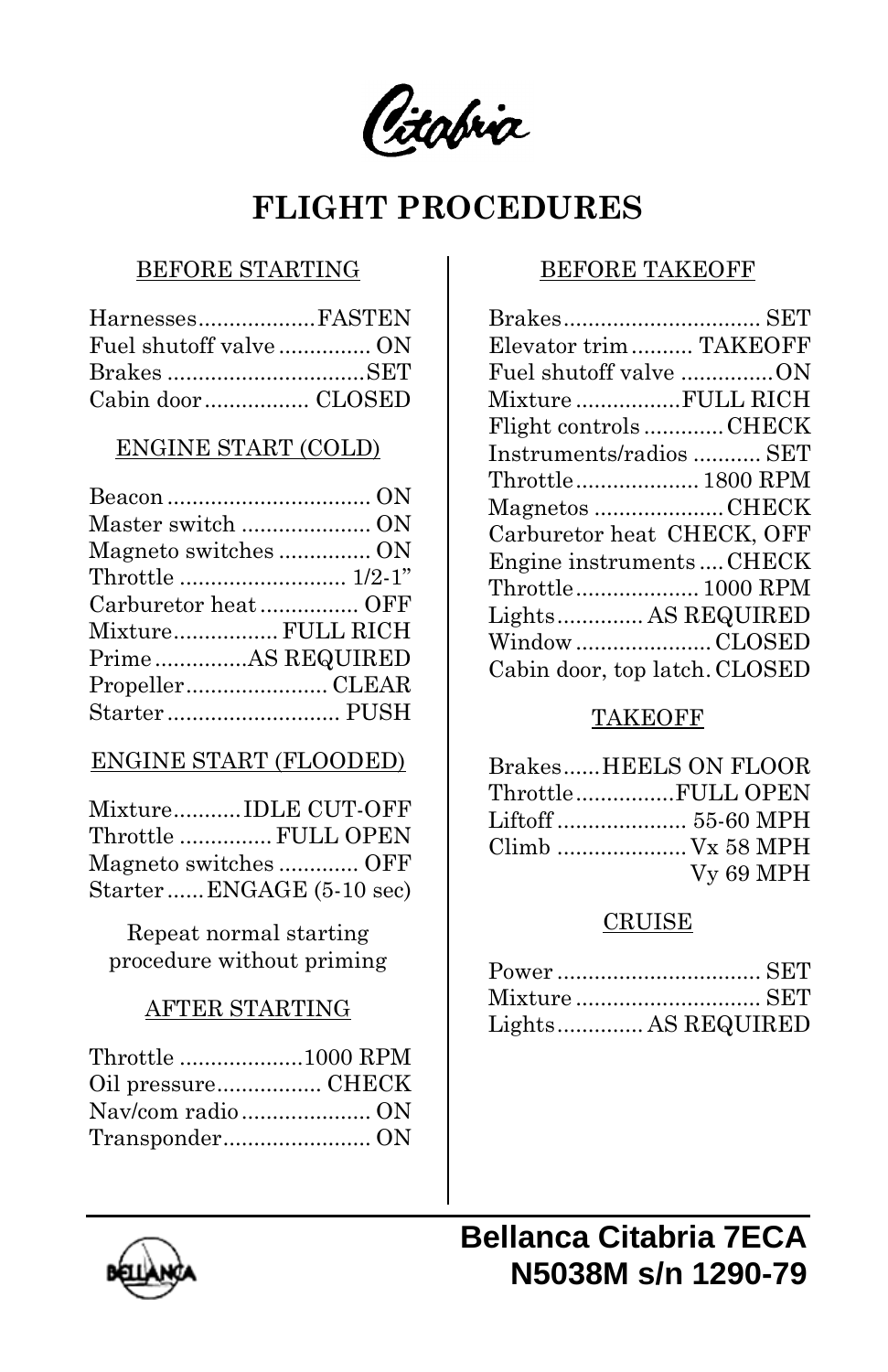Citabria

# FLIGHT PROCEDURES

## BEFORE STARTING

Harnesses...................FASTEN
Fuel shutoff valve............... ON
Brakes ................................SET
Cabin door................. CLOSED

## ENGINE START (COLD)

Beacon ................................. ON
Master switch ..................... ON
Magneto switches ............... ON
Throttle ........................... 1/2-1"
Carburetor heat ................ OFF
Mixture................. FULL RICH
Prime ...............AS REQUIRED
Propeller....................... CLEAR
Starter ............................ PUSH

## ENGINE START (FLOODED)

Mixture...........IDLE CUT-OFF
Throttle ............... FULL OPEN
Magneto switches ............. OFF
Starter ......ENGAGE (5-10 sec)

Repeat normal starting procedure without priming

## AFTER STARTING

Throttle ....................1000 RPM
Oil pressure................. CHECK
Nav/com radio..................... ON
Transponder........................ ON

## BEFORE TAKEOFF

Brakes................................ SET
Elevator trim.......... TAKEOFF
Fuel shutoff valve ..............ON
Mixture .................FULL RICH
Flight controls ............. CHECK
Instruments/radios ........... SET
Throttle.................... 1800 RPM
Magnetos ..................... CHECK
Carburetor heat CHECK, OFF
Engine instruments .... CHECK
Throttle.................... 1000 RPM
Lights.............. AS REQUIRED
Window ...................... CLOSED
Cabin door, top latch. CLOSED

## TAKEOFF

Brakes......HEELS ON FLOOR
Throttle................FULL OPEN
Liftoff ..................... 55-60 MPH
Climb ..................... Vx 58 MPH
Vy 69 MPH

## CRUISE

Power ................................. SET
Mixture .............................. SET
Lights.............. AS REQUIRED

BELLANCA

**Bellanca Citabria 7ECA**
**N5038M s/n 1290-79**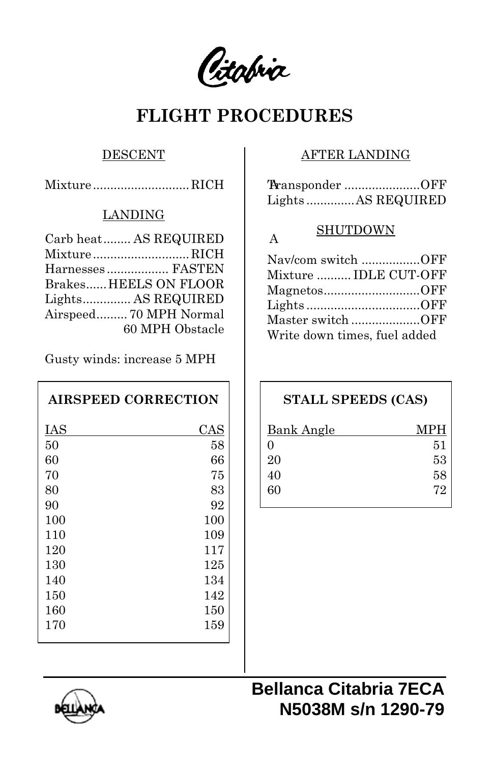Citabria

# FLIGHT PROCEDURES

## DESCENT

Mixture ........................... RICH

## LANDING

Carb heat ........ AS REQUIRED
Mixture ........................... RICH
Harnesses .................. FASTEN
Brakes...... HEELS ON FLOOR
Lights.............. AS REQUIRED
Airspeed......... 70 MPH Normal
60 MPH Obstacle

Gusty winds: increase 5 MPH

## AFTER LANDING

Transponder ......................OFF
Lights ............. AS REQUIRED

## SHUTDOWN

Nav/com switch .................OFF
Mixture .......... IDLE CUT-OFF
Magnetos............................OFF
Lights .................................OFF
Master switch ....................OFF
Write down times, fuel added

**AIRSPEED CORRECTION**

| IAS | CAS |
|---|---|
| 50 | 58 |
| 60 | 66 |
| 70 | 75 |
| 80 | 83 |
| 90 | 92 |
| 100 | 100 |
| 110 | 109 |
| 120 | 117 |
| 130 | 125 |
| 140 | 134 |
| 150 | 142 |
| 160 | 150 |
| 170 | 159 |

**STALL SPEEDS (CAS)**

| Bank Angle | MPH |
|---|---|
| 0 | 51 |
| 20 | 53 |
| 40 | 58 |
| 60 | 72 |

**Bellanca Citabria 7ECA**
**N5038M s/n 1290-79**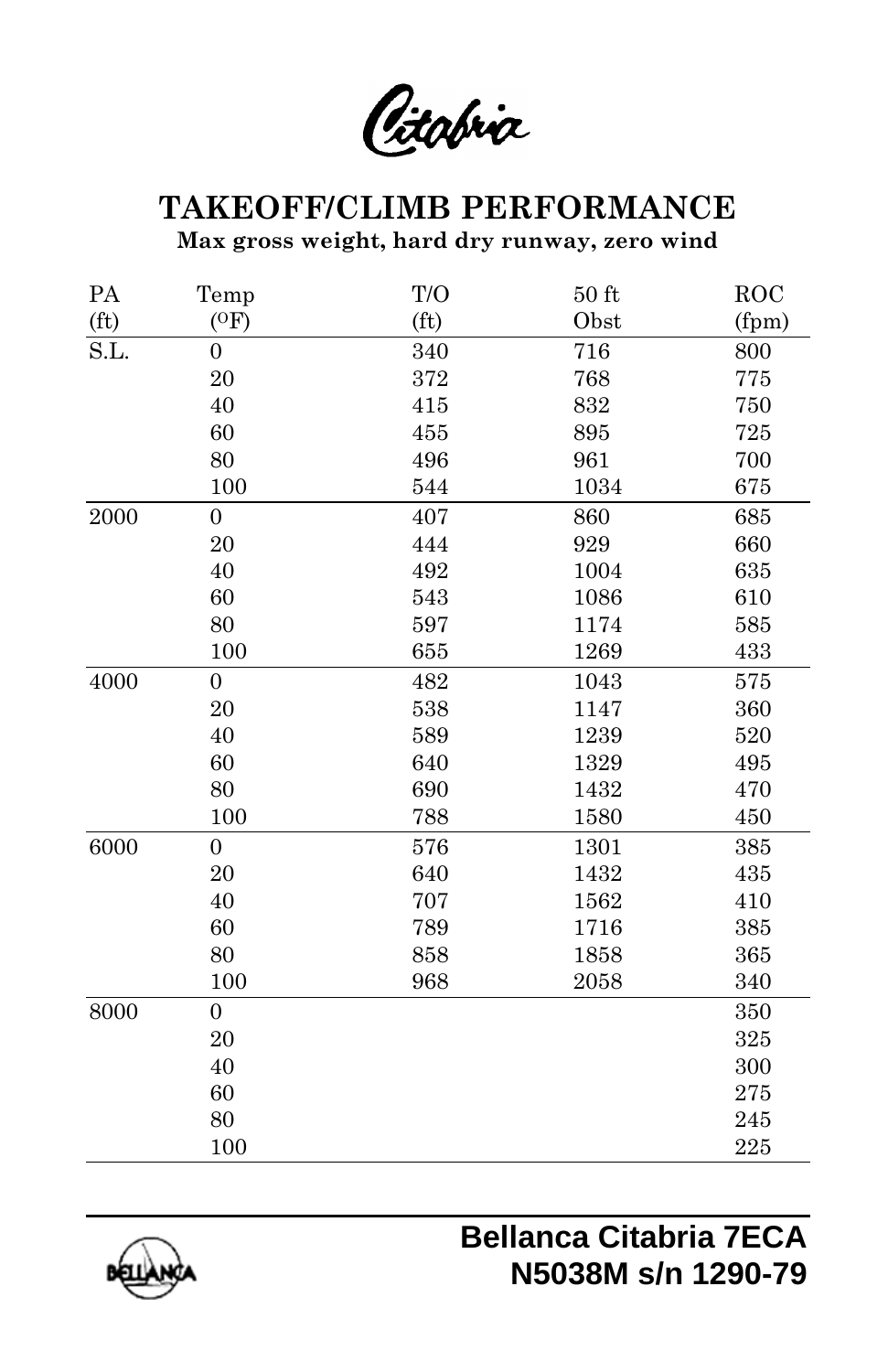Citabria

# TAKEOFF/CLIMB PERFORMANCE

**Max gross weight, hard dry runway, zero wind**

| PA (ft) | Temp (°F) | T/O (ft) | 50 ft Obst | ROC (fpm) |
|---|---|---|---|---|
| S.L. | 0 | 340 | 716 | 800 |
| | 20 | 372 | 768 | 775 |
| | 40 | 415 | 832 | 750 |
| | 60 | 455 | 895 | 725 |
| | 80 | 496 | 961 | 700 |
| | 100 | 544 | 1034 | 675 |
| 2000 | 0 | 407 | 860 | 685 |
| | 20 | 444 | 929 | 660 |
| | 40 | 492 | 1004 | 635 |
| | 60 | 543 | 1086 | 610 |
| | 80 | 597 | 1174 | 585 |
| | 100 | 655 | 1269 | 433 |
| 4000 | 0 | 482 | 1043 | 575 |
| | 20 | 538 | 1147 | 360 |
| | 40 | 589 | 1239 | 520 |
| | 60 | 640 | 1329 | 495 |
| | 80 | 690 | 1432 | 470 |
| | 100 | 788 | 1580 | 450 |
| 6000 | 0 | 576 | 1301 | 385 |
| | 20 | 640 | 1432 | 435 |
| | 40 | 707 | 1562 | 410 |
| | 60 | 789 | 1716 | 385 |
| | 80 | 858 | 1858 | 365 |
| | 100 | 968 | 2058 | 340 |
| 8000 | 0 | | | 350 |
| | 20 | | | 325 |
| | 40 | | | 300 |
| | 60 | | | 275 |
| | 80 | | | 245 |
| | 100 | | | 225 |

**Bellanca Citabria 7ECA**
**N5038M s/n 1290-79**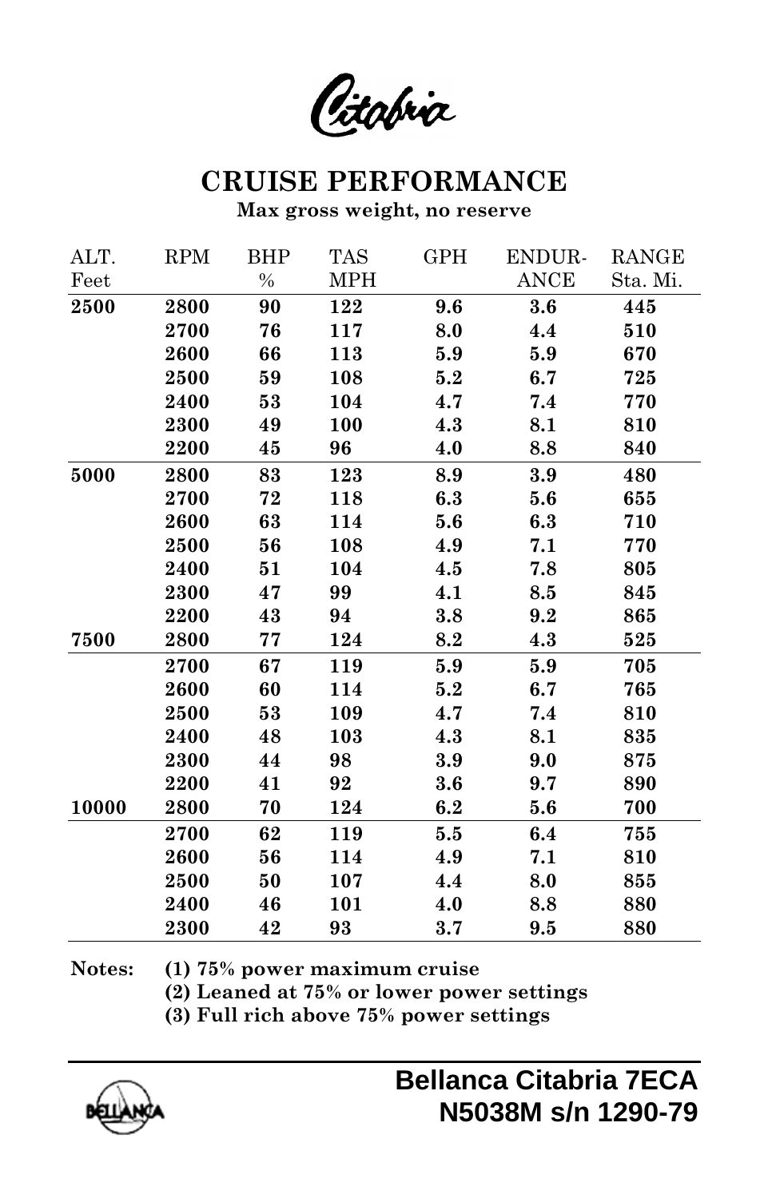Citabria

# CRUISE PERFORMANCE

**Max gross weight, no reserve**

| ALT. Feet | RPM | BHP % | TAS MPH | GPH | ENDUR-ANCE | RANGE Sta. Mi. |
|---|---|---|---|---|---|---|
| **2500** | **2800** | **90** | **122** | **9.6** | **3.6** | **445** |
| | **2700** | **76** | **117** | **8.0** | **4.4** | **510** |
| | **2600** | **66** | **113** | **5.9** | **5.9** | **670** |
| | **2500** | **59** | **108** | **5.2** | **6.7** | **725** |
| | **2400** | **53** | **104** | **4.7** | **7.4** | **770** |
| | **2300** | **49** | **100** | **4.3** | **8.1** | **810** |
| | **2200** | **45** | **96** | **4.0** | **8.8** | **840** |
| **5000** | **2800** | **83** | **123** | **8.9** | **3.9** | **480** |
| | **2700** | **72** | **118** | **6.3** | **5.6** | **655** |
| | **2600** | **63** | **114** | **5.6** | **6.3** | **710** |
| | **2500** | **56** | **108** | **4.9** | **7.1** | **770** |
| | **2400** | **51** | **104** | **4.5** | **7.8** | **805** |
| | **2300** | **47** | **99** | **4.1** | **8.5** | **845** |
| | **2200** | **43** | **94** | **3.8** | **9.2** | **865** |
| **7500** | **2800** | **77** | **124** | **8.2** | **4.3** | **525** |
| | **2700** | **67** | **119** | **5.9** | **5.9** | **705** |
| | **2600** | **60** | **114** | **5.2** | **6.7** | **765** |
| | **2500** | **53** | **109** | **4.7** | **7.4** | **810** |
| | **2400** | **48** | **103** | **4.3** | **8.1** | **835** |
| | **2300** | **44** | **98** | **3.9** | **9.0** | **875** |
| | **2200** | **41** | **92** | **3.6** | **9.7** | **890** |
| **10000** | **2800** | **70** | **124** | **6.2** | **5.6** | **700** |
| | **2700** | **62** | **119** | **5.5** | **6.4** | **755** |
| | **2600** | **56** | **114** | **4.9** | **7.1** | **810** |
| | **2500** | **50** | **107** | **4.4** | **8.0** | **855** |
| | **2400** | **46** | **101** | **4.0** | **8.8** | **880** |
| | **2300** | **42** | **93** | **3.7** | **9.5** | **880** |

**Notes:**
**(1) 75% power maximum cruise**
**(2) Leaned at 75% or lower power settings**
**(3) Full rich above 75% power settings**

BELLANCA

**Bellanca Citabria 7ECA**
**N5038M s/n 1290-79**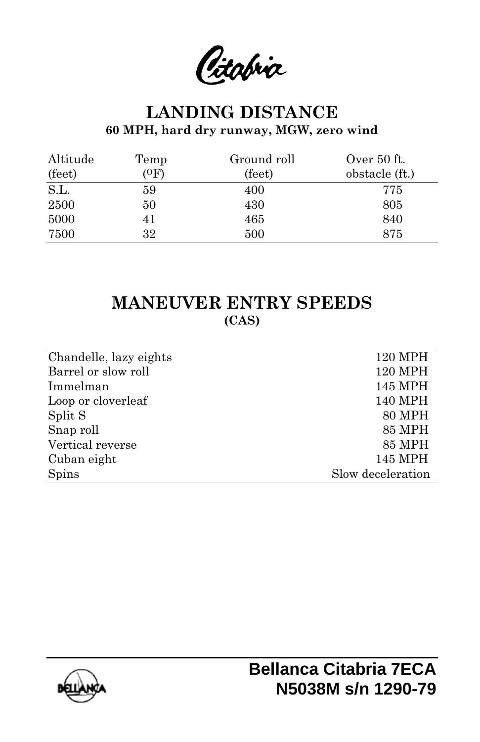Citabria

## LANDING DISTANCE

**60 MPH, hard dry runway, MGW, zero wind**

| Altitude (feet) | Temp (°F) | Ground roll (feet) | Over 50 ft. obstacle (ft.) |
|---|---|---|---|
| S.L. | 59 | 400 | 775 |
| 2500 | 50 | 430 | 805 |
| 5000 | 41 | 465 | 840 |
| 7500 | 32 | 500 | 875 |

## MANEUVER ENTRY SPEEDS

**(CAS)**

| | |
|---|---|
| Chandelle, lazy eights | 120 MPH |
| Barrel or slow roll | 120 MPH |
| Immelman | 145 MPH |
| Loop or cloverleaf | 140 MPH |
| Split S | 80 MPH |
| Snap roll | 85 MPH |
| Vertical reverse | 85 MPH |
| Cuban eight | 145 MPH |
| Spins | Slow deceleration |

**Bellanca Citabria 7ECA**
**N5038M s/n 1290-79**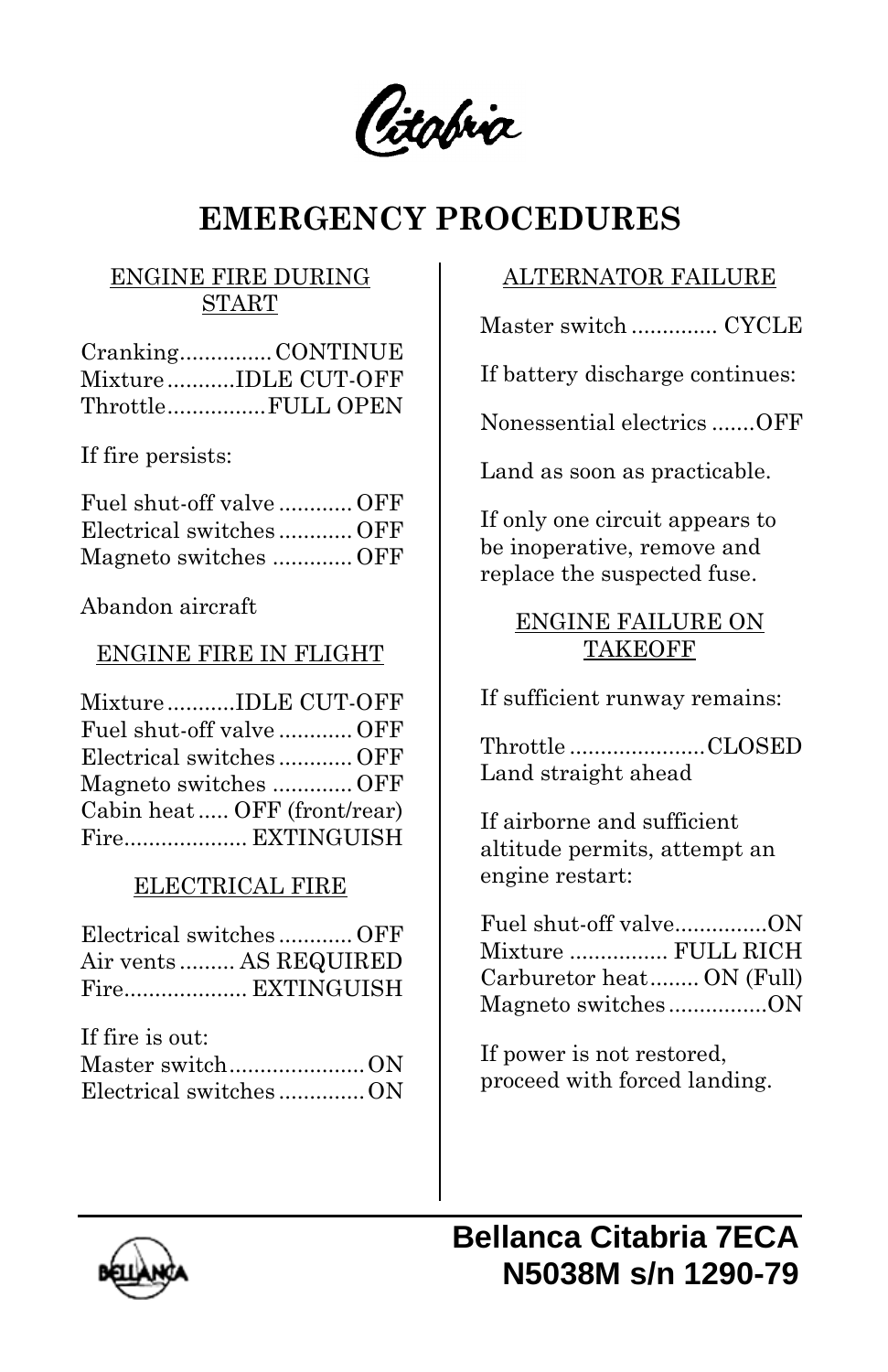Citabria

# EMERGENCY PROCEDURES

## ENGINE FIRE DURING START

Cranking............... CONTINUE
Mixture...........IDLE CUT-OFF
Throttle................FULL OPEN

If fire persists:

Fuel shut-off valve ............ OFF
Electrical switches ............ OFF
Magneto switches ............. OFF

Abandon aircraft

## ENGINE FIRE IN FLIGHT

Mixture...........IDLE CUT-OFF
Fuel shut-off valve ............ OFF
Electrical switches ............ OFF
Magneto switches ............. OFF
Cabin heat ..... OFF (front/rear)
Fire.................... EXTINGUISH

## ELECTRICAL FIRE

Electrical switches ............ OFF
Air vents ......... AS REQUIRED
Fire.................... EXTINGUISH

If fire is out:
Master switch...................... ON
Electrical switches .............. ON

## ALTERNATOR FAILURE

Master switch .............. CYCLE

If battery discharge continues:

Nonessential electrics .......OFF

Land as soon as practicable.

If only one circuit appears to be inoperative, remove and replace the suspected fuse.

## ENGINE FAILURE ON TAKEOFF

If sufficient runway remains:

Throttle ......................CLOSED
Land straight ahead

If airborne and sufficient altitude permits, attempt an engine restart:

Fuel shut-off valve...............ON
Mixture ................ FULL RICH
Carburetor heat........ ON (Full)
Magneto switches................ON

If power is not restored, proceed with forced landing.

BELLANCA

**Bellanca Citabria 7ECA**
**N5038M s/n 1290-79**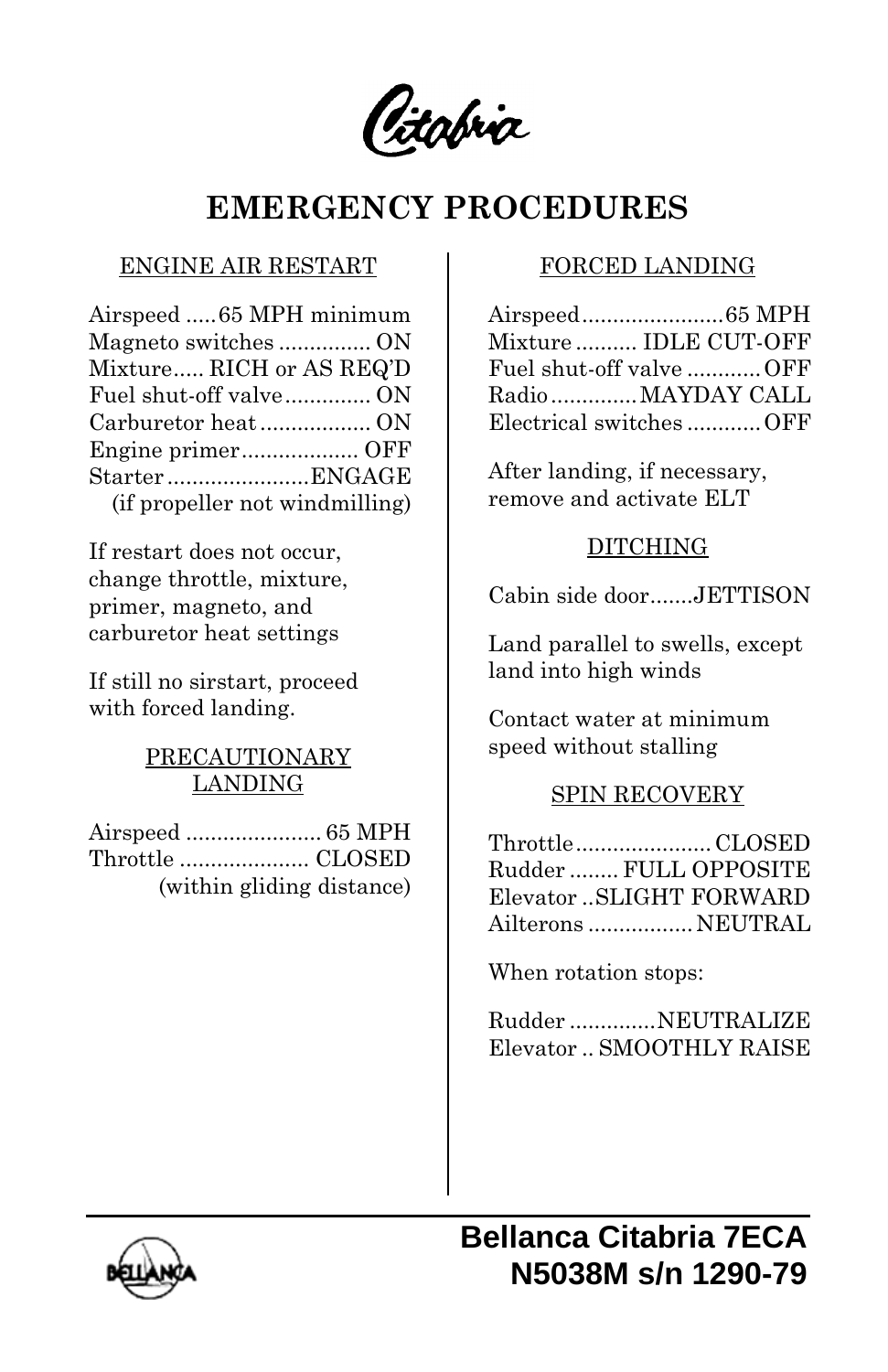Citabria

# EMERGENCY PROCEDURES

## ENGINE AIR RESTART

Airspeed ..... 65 MPH minimum
Magneto switches ............... ON
Mixture..... RICH or AS REQ'D
Fuel shut-off valve.............. ON
Carburetor heat .................. ON
Engine primer.................... OFF
Starter .......................ENGAGE
(if propeller not windmilling)

If restart does not occur, change throttle, mixture, primer, magneto, and carburetor heat settings

If still no sirstart, proceed with forced landing.

## PRECAUTIONARY LANDING

Airspeed ...................... 65 MPH
Throttle ..................... CLOSED
(within gliding distance)

## FORCED LANDING

Airspeed.......................65 MPH
Mixture .......... IDLE CUT-OFF
Fuel shut-off valve ............ OFF
Radio .............. MAYDAY CALL
Electrical switches ............ OFF

After landing, if necessary, remove and activate ELT

## DITCHING

Cabin side door.......JETTISON

Land parallel to swells, except land into high winds

Contact water at minimum speed without stalling

## SPIN RECOVERY

Throttle...................... CLOSED
Rudder ........ FULL OPPOSITE
Elevator ..SLIGHT FORWARD
Ailterons ................. NEUTRAL

When rotation stops:

Rudder ..............NEUTRALIZE
Elevator .. SMOOTHLY RAISE

BELLANCA

**Bellanca Citabria 7ECA**
**N5038M s/n 1290-79**